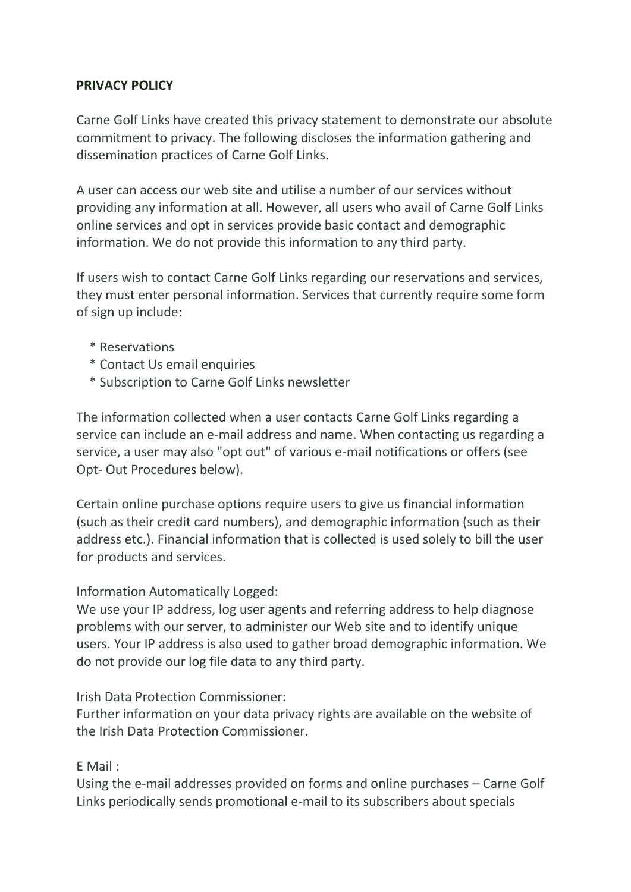**PRIVACY POLICY**

Carne Golf Links have created this privacy statement to demonstrate our absolute commitment to privacy. The following discloses the information gathering and dissemination practices of Carne Golf Links.

A user can access our web site and utilise a number of our services without providing any information at all. However, all users who avail of Carne Golf Links online services and opt in services provide basic contact and demographic information. We do not provide this information to any third party.

If users wish to contact Carne Golf Links regarding our reservations and services, they must enter personal information. Services that currently require some form of sign up include:

* Reservations
* Contact Us email enquiries
* Subscription to Carne Golf Links newsletter

The information collected when a user contacts Carne Golf Links regarding a service can include an e-mail address and name. When contacting us regarding a service, a user may also "opt out" of various e-mail notifications or offers (see Opt- Out Procedures below).

Certain online purchase options require users to give us financial information (such as their credit card numbers), and demographic information (such as their address etc.). Financial information that is collected is used solely to bill the user for products and services.

Information Automatically Logged:
We use your IP address, log user agents and referring address to help diagnose problems with our server, to administer our Web site and to identify unique users. Your IP address is also used to gather broad demographic information. We do not provide our log file data to any third party.

Irish Data Protection Commissioner:
Further information on your data privacy rights are available on the website of the Irish Data Protection Commissioner.

E Mail :
Using the e-mail addresses provided on forms and online purchases – Carne Golf Links periodically sends promotional e-mail to its subscribers about specials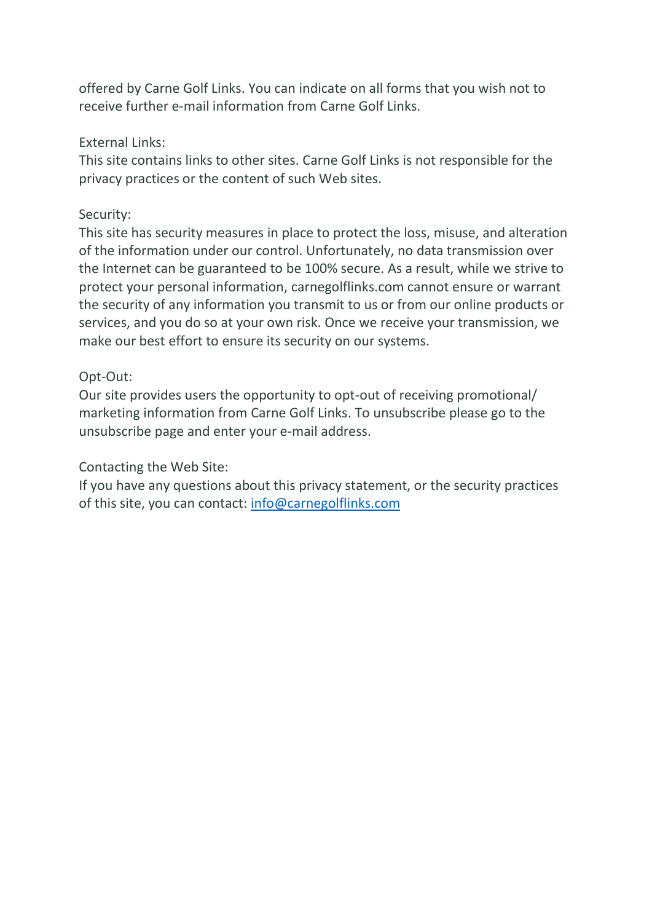offered by Carne Golf Links. You can indicate on all forms that you wish not to receive further e-mail information from Carne Golf Links.

External Links:
This site contains links to other sites. Carne Golf Links is not responsible for the privacy practices or the content of such Web sites.

Security:
This site has security measures in place to protect the loss, misuse, and alteration of the information under our control. Unfortunately, no data transmission over the Internet can be guaranteed to be 100% secure. As a result, while we strive to protect your personal information, carnegolflinks.com cannot ensure or warrant the security of any information you transmit to us or from our online products or services, and you do so at your own risk. Once we receive your transmission, we make our best effort to ensure its security on our systems.

Opt-Out:
Our site provides users the opportunity to opt-out of receiving promotional/ marketing information from Carne Golf Links. To unsubscribe please go to the unsubscribe page and enter your e-mail address.

Contacting the Web Site:
If you have any questions about this privacy statement, or the security practices of this site, you can contact: info@carnegolflinks.com